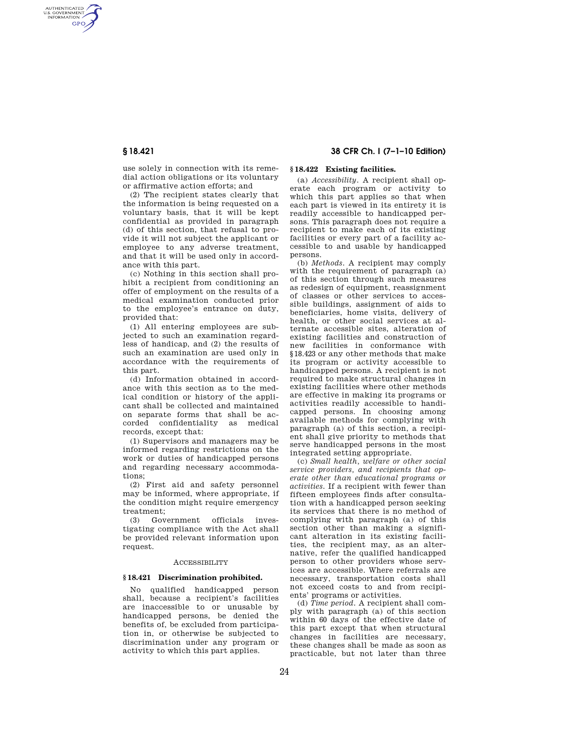use solely in connection with its remedial action obligations or its voluntary or affirmative action efforts; and

(2) The recipient states clearly that the information is being requested on a voluntary basis, that it will be kept confidential as provided in paragraph (d) of this section, that refusal to provide it will not subject the applicant or employee to any adverse treatment, and that it will be used only in accordance with this part.

(c) Nothing in this section shall prohibit a recipient from conditioning an offer of employment on the results of a medical examination conducted prior to the employee's entrance on duty, provided that:

(1) All entering employees are subjected to such an examination regardless of handicap, and (2) the results of such an examination are used only in accordance with the requirements of this part.

(d) Information obtained in accordance with this section as to the medical condition or history of the applicant shall be collected and maintained on separate forms that shall be accorded confidentiality as medical records, except that:

(1) Supervisors and managers may be informed regarding restrictions on the work or duties of handicapped persons and regarding necessary accommodations;

(2) First aid and safety personnel may be informed, where appropriate, if the condition might require emergency treatment;

(3) Government officials investigating compliance with the Act shall be provided relevant information upon request.

ACCESSIBILITY

### § 18.421 Discrimination prohibited.

No qualified handicapped person shall, because a recipient's facilities are inaccessible to or unusable by handicapped persons, be denied the benefits of, be excluded from participation in, or otherwise be subjected to discrimination under any program or activity to which this part applies.

### § 18.422 Existing facilities.

(a) *Accessibility.* A recipient shall operate each program or activity to which this part applies so that when each part is viewed in its entirety it is readily accessible to handicapped persons. This paragraph does not require a recipient to make each of its existing facilities or every part of a facility accessible to and usable by handicapped persons.

(b) *Methods.* A recipient may comply with the requirement of paragraph (a) of this section through such measures as redesign of equipment, reassignment of classes or other services to accessible buildings, assignment of aids to beneficiaries, home visits, delivery of health, or other social services at alternate accessible sites, alteration of existing facilities and construction of new facilities in conformance with §18.423 or any other methods that make its program or activity accessible to handicapped persons. A recipient is not required to make structural changes in existing facilities where other methods are effective in making its programs or activities readily accessible to handicapped persons. In choosing among available methods for complying with paragraph (a) of this section, a recipient shall give priority to methods that serve handicapped persons in the most integrated setting appropriate.

(c) *Small health, welfare or other social service providers, and recipients that operate other than educational programs or activities.* If a recipient with fewer than fifteen employees finds after consultation with a handicapped person seeking its services that there is no method of complying with paragraph (a) of this section other than making a significant alteration in its existing facilities, the recipient may, as an alternative, refer the qualified handicapped person to other providers whose services are accessible. Where referrals are necessary, transportation costs shall not exceed costs to and from recipients' programs or activities.

(d) *Time period.* A recipient shall comply with paragraph (a) of this section within 60 days of the effective date of this part except that when structural changes in facilities are necessary, these changes shall be made as soon as practicable, but not later than three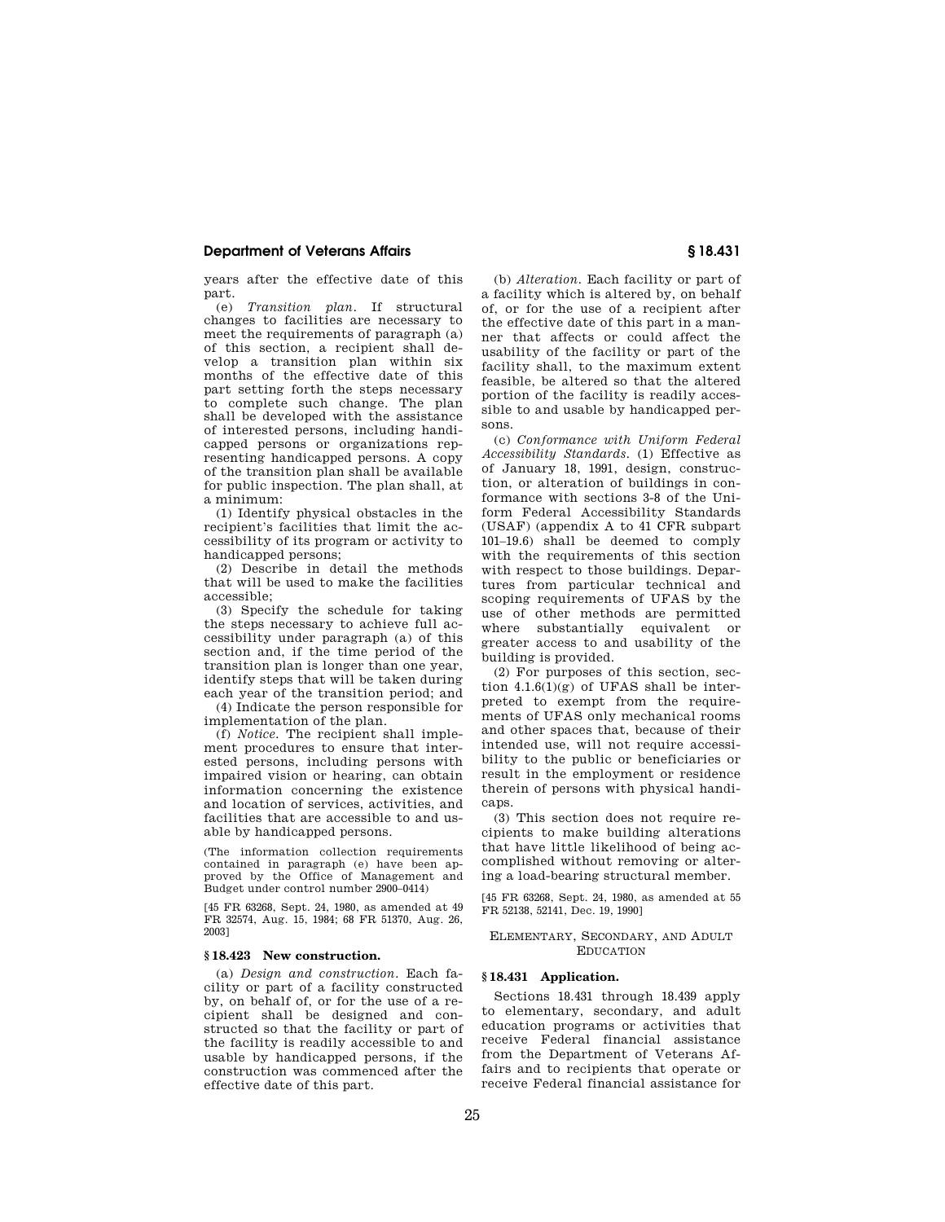years after the effective date of this part.

(e) *Transition plan.* If structural changes to facilities are necessary to meet the requirements of paragraph (a) of this section, a recipient shall develop a transition plan within six months of the effective date of this part setting forth the steps necessary to complete such change. The plan shall be developed with the assistance of interested persons, including handicapped persons or organizations representing handicapped persons. A copy of the transition plan shall be available for public inspection. The plan shall, at a minimum:

(1) Identify physical obstacles in the recipient's facilities that limit the accessibility of its program or activity to handicapped persons;

(2) Describe in detail the methods that will be used to make the facilities accessible;

(3) Specify the schedule for taking the steps necessary to achieve full accessibility under paragraph (a) of this section and, if the time period of the transition plan is longer than one year, identify steps that will be taken during each year of the transition period; and

(4) Indicate the person responsible for implementation of the plan.

(f) *Notice.* The recipient shall implement procedures to ensure that interested persons, including persons with impaired vision or hearing, can obtain information concerning the existence and location of services, activities, and facilities that are accessible to and usable by handicapped persons.

(The information collection requirements contained in paragraph (e) have been approved by the Office of Management and Budget under control number 2900–0414)

[45 FR 63268, Sept. 24, 1980, as amended at 49 FR 32574, Aug. 15, 1984; 68 FR 51370, Aug. 26, 2003]

### § 18.423 New construction.

(a) *Design and construction.* Each facility or part of a facility constructed by, on behalf of, or for the use of a recipient shall be designed and constructed so that the facility or part of the facility is readily accessible to and usable by handicapped persons, if the construction was commenced after the effective date of this part.

(b) *Alteration.* Each facility or part of a facility which is altered by, on behalf of, or for the use of a recipient after the effective date of this part in a manner that affects or could affect the usability of the facility or part of the facility shall, to the maximum extent feasible, be altered so that the altered portion of the facility is readily accessible to and usable by handicapped persons.

(c) *Conformance with Uniform Federal Accessibility Standards.* (1) Effective as of January 18, 1991, design, construction, or alteration of buildings in conformance with sections 3-8 of the Uniform Federal Accessibility Standards (USAF) (appendix A to 41 CFR subpart 101–19.6) shall be deemed to comply with the requirements of this section with respect to those buildings. Departures from particular technical and scoping requirements of UFAS by the use of other methods are permitted where substantially equivalent or greater access to and usability of the building is provided.

(2) For purposes of this section, section 4.1.6(1)(g) of UFAS shall be interpreted to exempt from the requirements of UFAS only mechanical rooms and other spaces that, because of their intended use, will not require accessibility to the public or beneficiaries or result in the employment or residence therein of persons with physical handicaps.

(3) This section does not require recipients to make building alterations that have little likelihood of being accomplished without removing or altering a load-bearing structural member.

[45 FR 63268, Sept. 24, 1980, as amended at 55 FR 52138, 52141, Dec. 19, 1990]

## Elementary, Secondary, and Adult Education

### § 18.431 Application.

Sections 18.431 through 18.439 apply to elementary, secondary, and adult education programs or activities that receive Federal financial assistance from the Department of Veterans Affairs and to recipients that operate or receive Federal financial assistance for